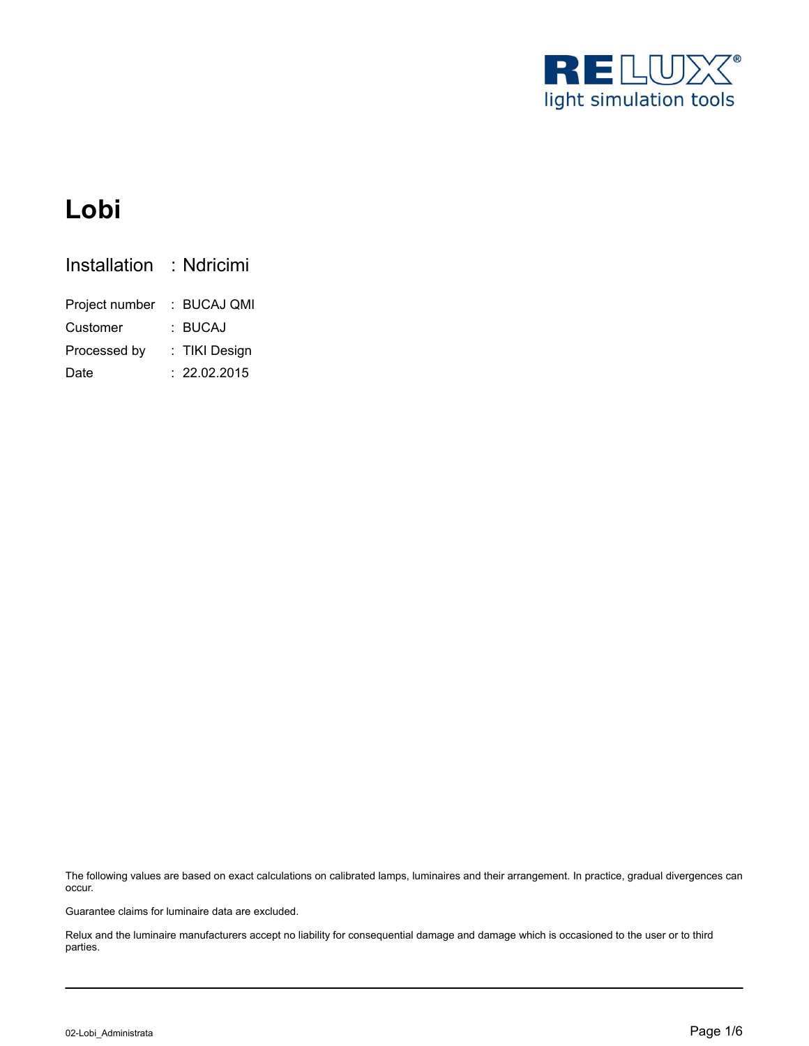# Lobi

| | |
|---|---|
| Installation | : Ndricimi |
| Project number | : BUCAJ QMI |
| Customer | : BUCAJ |
| Processed by | : TIKI Design |
| Date | : 22.02.2015 |

The following values are based on exact calculations on calibrated lamps, luminaires and their arrangement. In practice, gradual divergences can occur.

Guarantee claims for luminaire data are excluded.

Relux and the luminaire manufacturers accept no liability for consequential damage and damage which is occasioned to the user or to third parties.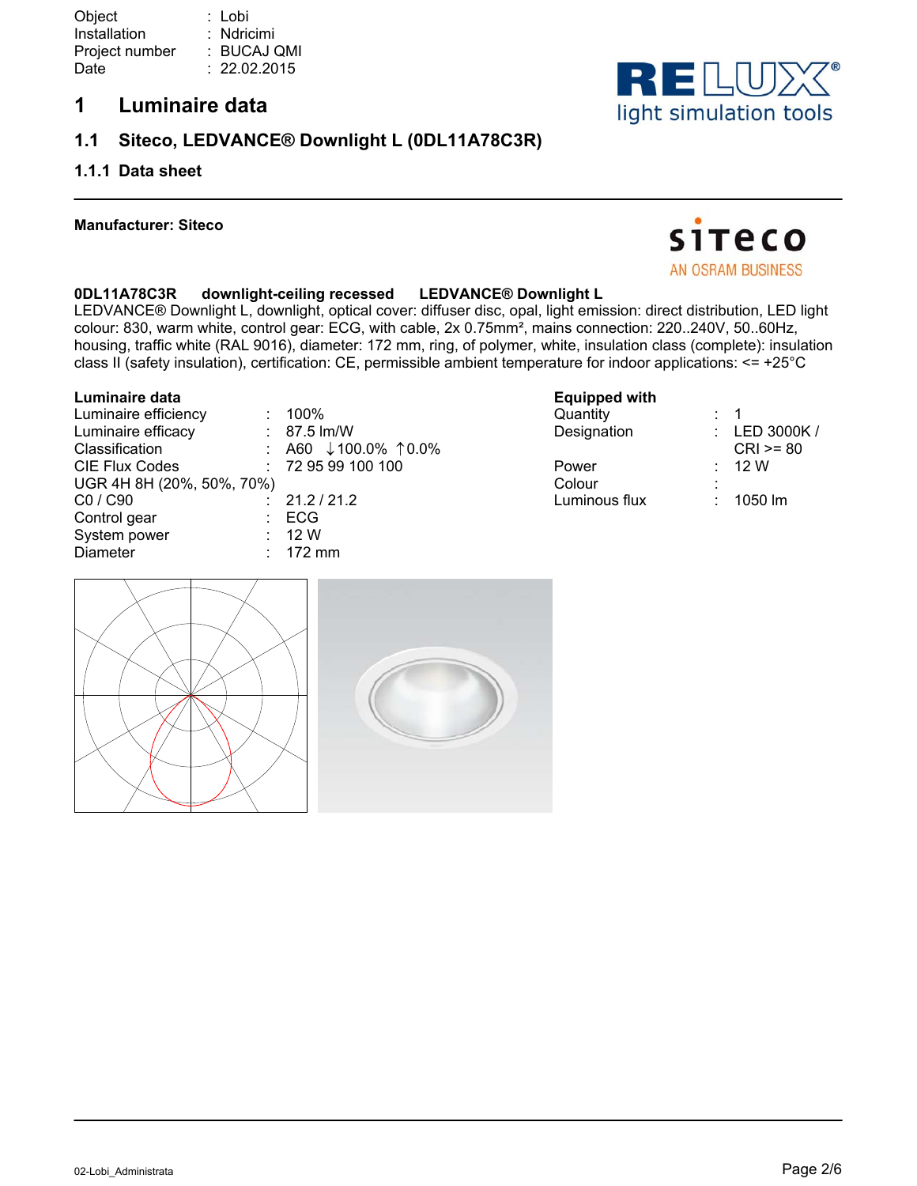Object : Lobi
Installation : Ndricimi
Project number : BUCAJ QMI
Date : 22.02.2015

# 1 Luminaire data

## 1.1 Siteco, LEDVANCE® Downlight L (0DL11A78C3R)

### 1.1.1 Data sheet

**Manufacturer: Siteco**

**0DL11A78C3R downlight-ceiling recessed LEDVANCE® Downlight L**

LEDVANCE® Downlight L, downlight, optical cover: diffuser disc, opal, light emission: direct distribution, LED light colour: 830, warm white, control gear: ECG, with cable, 2x 0.75mm², mains connection: 220..240V, 50..60Hz, housing, traffic white (RAL 9016), diameter: 172 mm, ring, of polymer, white, insulation class (complete): insulation class II (safety insulation), certification: CE, permissible ambient temperature for indoor applications: <= +25°C

**Luminaire data**

| | |
|---|---|
| Luminaire efficiency | 100% |
| Luminaire efficacy | 87.5 lm/W |
| Classification | A60 ↓100.0% ↑0.0% |
| CIE Flux Codes | 72 95 99 100 100 |
| UGR 4H 8H (20%, 50%, 70%) | |
| C0 / C90 | 21.2 / 21.2 |
| Control gear | ECG |
| System power | 12 W |
| Diameter | 172 mm |

**Equipped with**

| | |
|---|---|
| Quantity | 1 |
| Designation | LED 3000K / CRI >= 80 |
| Power | 12 W |
| Colour | |
| Luminous flux | 1050 lm |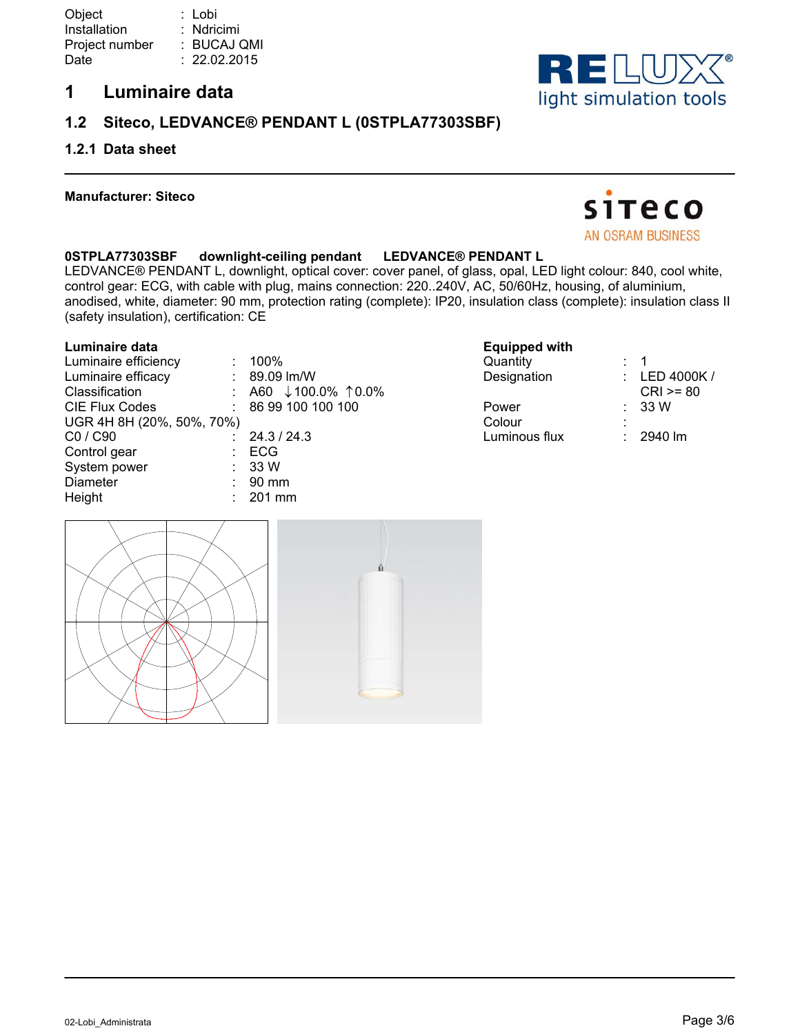Object : Lobi
Installation : Ndricimi
Project number : BUCAJ QMI
Date : 22.02.2015

# 1 Luminaire data

## 1.2 Siteco, LEDVANCE® PENDANT L (0STPLA77303SBF)

### 1.2.1 Data sheet

**Manufacturer: Siteco**

**0STPLA77303SBF downlight-ceiling pendant LEDVANCE® PENDANT L**

LEDVANCE® PENDANT L, downlight, optical cover: cover panel, of glass, opal, LED light colour: 840, cool white, control gear: ECG, with cable with plug, mains connection: 220..240V, AC, 50/60Hz, housing, of aluminium, anodised, white, diameter: 90 mm, protection rating (complete): IP20, insulation class (complete): insulation class II (safety insulation), certification: CE

**Luminaire data**

| | |
|---|---|
| Luminaire efficiency | 100% |
| Luminaire efficacy | 89.09 lm/W |
| Classification | A60 ↓100.0% ↑0.0% |
| CIE Flux Codes | 86 99 100 100 100 |
| UGR 4H 8H (20%, 50%, 70%) | |
| C0 / C90 | 24.3 / 24.3 |
| Control gear | ECG |
| System power | 33 W |
| Diameter | 90 mm |
| Height | 201 mm |

**Equipped with**

| | |
|---|---|
| Quantity | 1 |
| Designation | LED 4000K / CRI >= 80 |
| Power | 33 W |
| Colour | |
| Luminous flux | 2940 lm |

02-Lobi_Administrata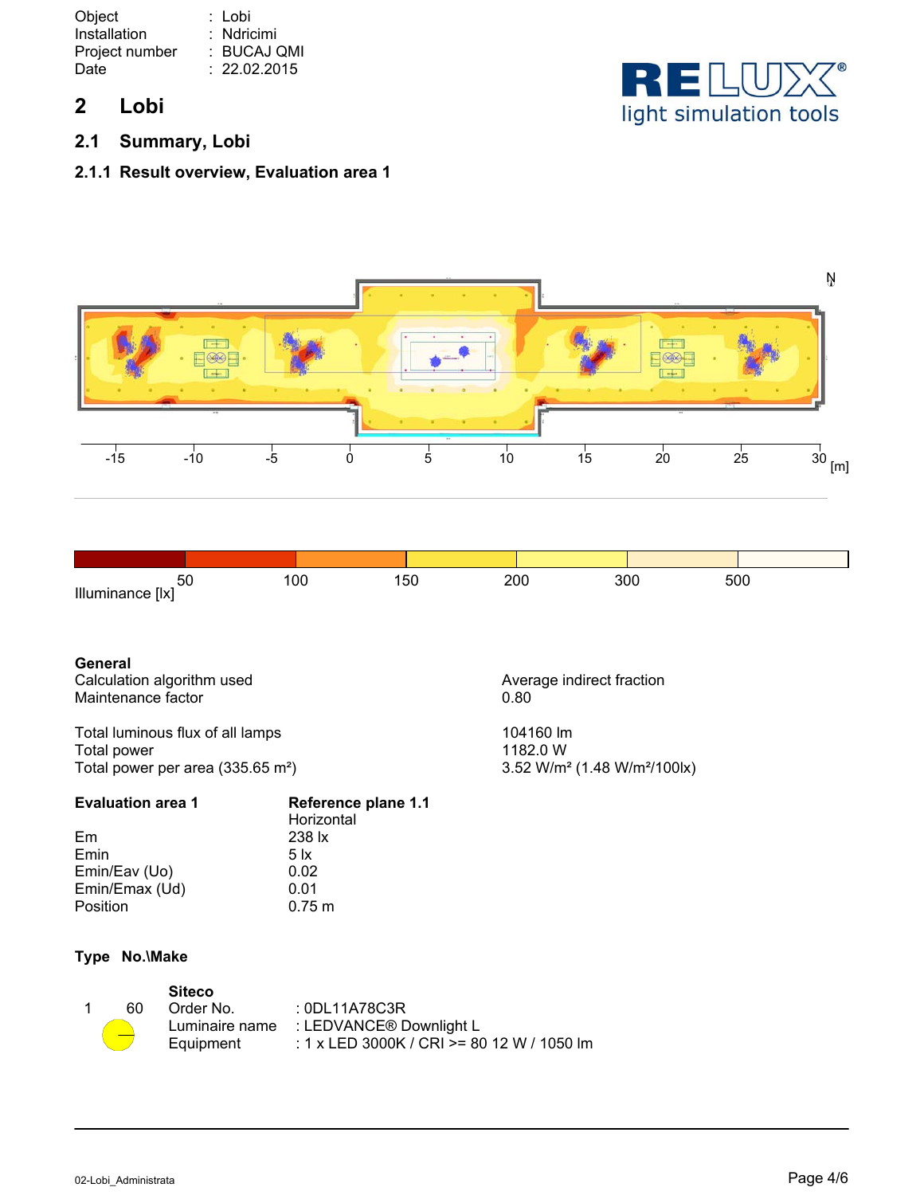| | | |
|---|---|---|
| Object | : | Lobi |
| Installation | : | Ndricimi |
| Project number | : | BUCAJ QMI |
| Date | : | 22.02.2015 |

# 2 Lobi

## 2.1 Summary, Lobi

### 2.1.1 Result overview, Evaluation area 1

Illuminance [lx]: 50, 100, 150, 200, 300, 500

**General**

| | |
|---|---|
| Calculation algorithm used | Average indirect fraction |
| Maintenance factor | 0.80 |
| Total luminous flux of all lamps | 104160 lm |
| Total power | 1182.0 W |
| Total power per area (335.65 m²) | 3.52 W/m² (1.48 W/m²/100lx) |

| **Evaluation area 1** | **Reference plane 1.1** |
|---|---|
| | Horizontal |
| Em | 238 lx |
| Emin | 5 lx |
| Emin/Eav (Uo) | 0.02 |
| Emin/Emax (Ud) | 0.01 |
| Position | 0.75 m |

**Type No.\Make**

| Type | No. | Make | |
|---|---|---|---|
| 1 | 60 | **Siteco** | |
| | | Order No. | : 0DL11A78C3R |
| | | Luminaire name | : LEDVANCE® Downlight L |
| | | Equipment | : 1 x LED 3000K / CRI >= 80 12 W / 1050 lm |

02-Lobi_Administrata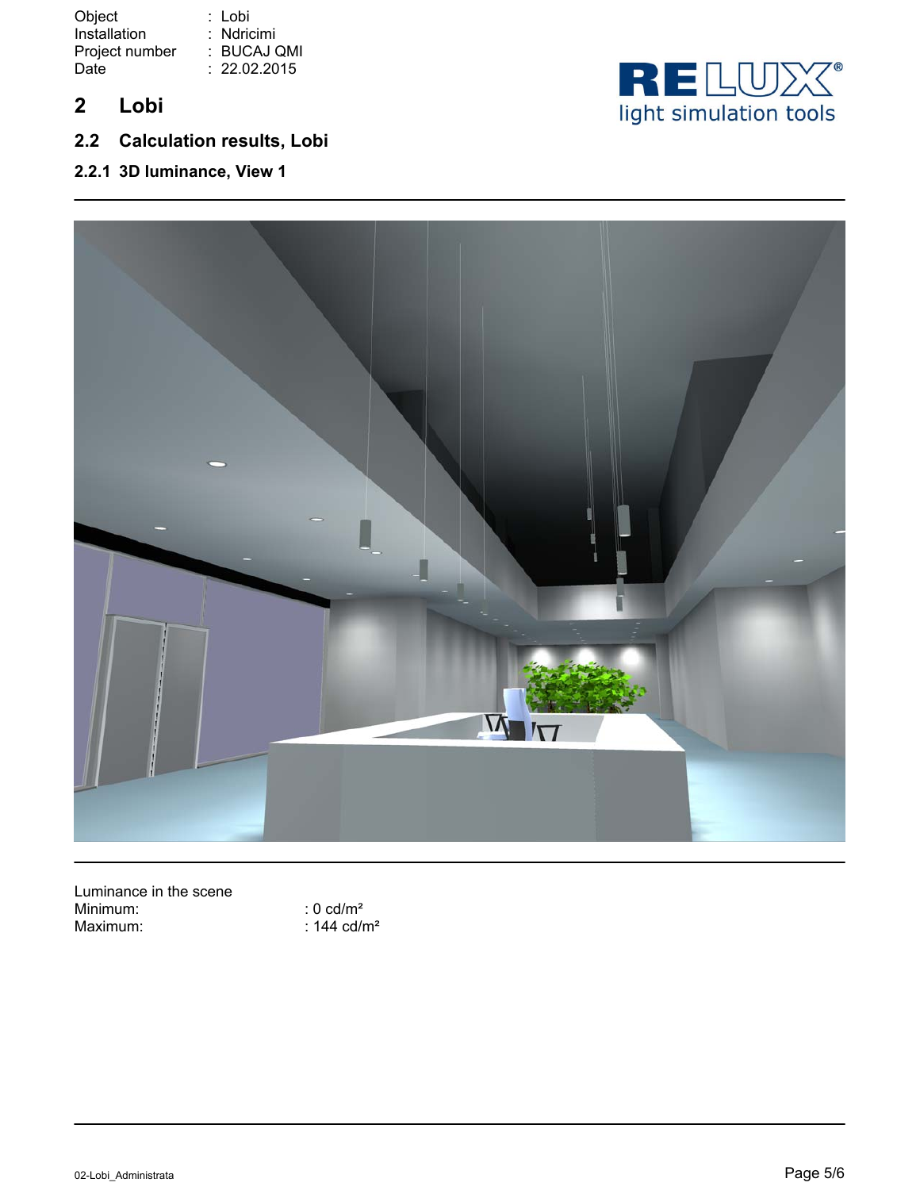Object : Lobi
Installation : Ndricimi
Project number : BUCAJ QMI
Date : 22.02.2015

# 2 Lobi

## 2.2 Calculation results, Lobi

### 2.2.1 3D luminance, View 1

Luminance in the scene

| | |
|---|---|
| Minimum: | : 0 cd/m² |
| Maximum: | : 144 cd/m² |

02-Lobi_Administrata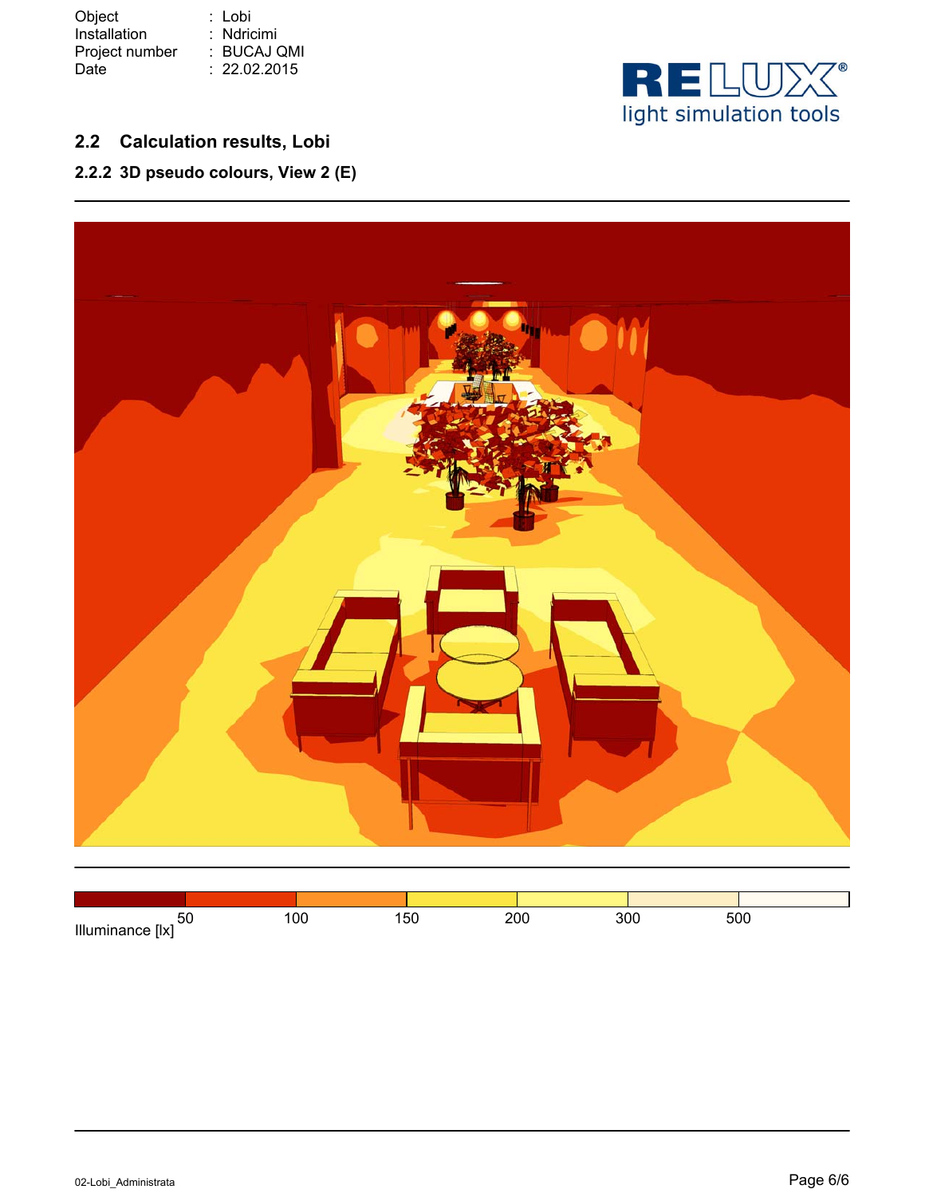| | | |
|---|---|---|
| Object | : | Lobi |
| Installation | : | Ndricimi |
| Project number | : | BUCAJ QMI |
| Date | : | 22.02.2015 |

## 2.2 Calculation results, Lobi

### 2.2.2 3D pseudo colours, View 2 (E)

50 100 150 200 300 500

Illuminance [lx]

02-Lobi_Administrata